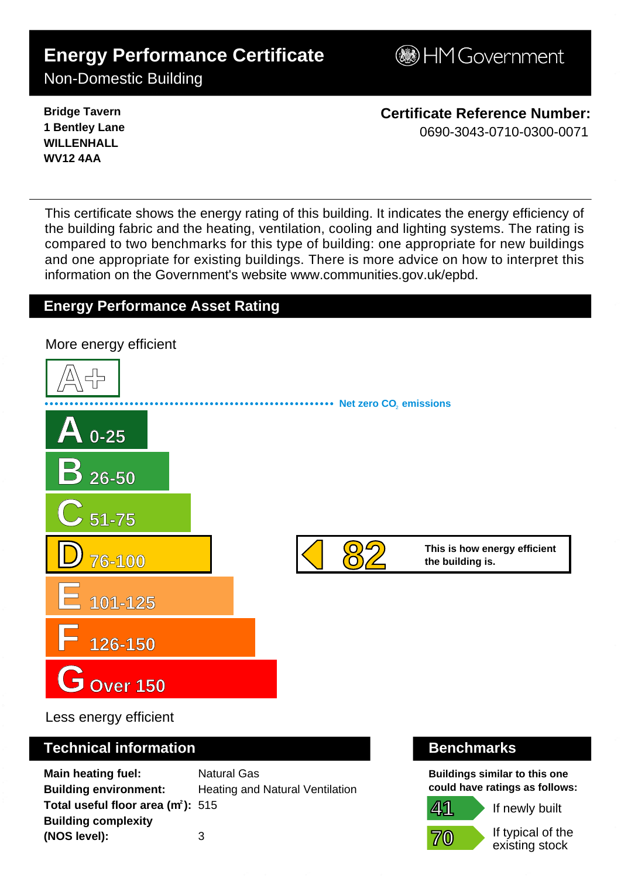# Energy Performance Certificate

Non-Domestic Building

HM Government

**Bridge Tavern**
**1 Bentley Lane**
**WILLENHALL**
**WV12 4AA**

**Certificate Reference Number:**
0690-3043-0710-0300-0071

This certificate shows the energy rating of this building. It indicates the energy efficiency of the building fabric and the heating, ventilation, cooling and lighting systems. The rating is compared to two benchmarks for this type of building: one appropriate for new buildings and one appropriate for existing buildings. There is more advice on how to interpret this information on the Government's website www.communities.gov.uk/epbd.

## Energy Performance Asset Rating

More energy efficient

A+

Net zero $CO_2$ emissions

- A 0-25
- B 26-50
- C 51-75
- D 76-100
- E 101-125
- F 126-150
- G Over 150

**82** — This is how energy efficient the building is. (Rating: D)

Less energy efficient

## Technical information

| | |
|---|---|
| **Main heating fuel:** | Natural Gas |
| **Building environment:** | Heating and Natural Ventilation |
| **Total useful floor area ($m^2$):** | 515 |
| **Building complexity (NOS level):** | 3 |

## Benchmarks

**Buildings similar to this one could have ratings as follows:**

| | |
|---|---|
| 41 | If newly built |
| 70 | If typical of the existing stock |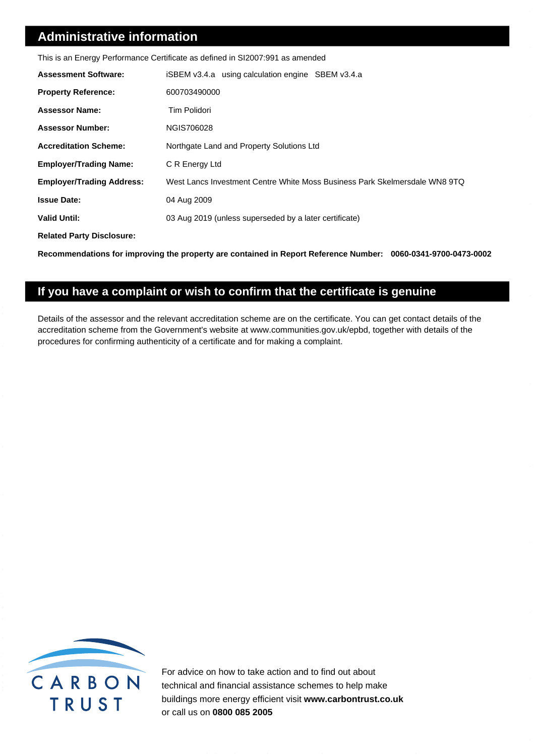## Administrative information

This is an Energy Performance Certificate as defined in SI2007:991 as amended

| | |
|---|---|
| **Assessment Software:** | iSBEM v3.4.a using calculation engine SBEM v3.4.a |
| **Property Reference:** | 600703490000 |
| **Assessor Name:** | Tim Polidori |
| **Assessor Number:** | NGIS706028 |
| **Accreditation Scheme:** | Northgate Land and Property Solutions Ltd |
| **Employer/Trading Name:** | C R Energy Ltd |
| **Employer/Trading Address:** | West Lancs Investment Centre White Moss Business Park Skelmersdale WN8 9TQ |
| **Issue Date:** | 04 Aug 2009 |
| **Valid Until:** | 03 Aug 2019 (unless superseded by a later certificate) |
| **Related Party Disclosure:** | |

**Recommendations for improving the property are contained in Report Reference Number: 0060-0341-9700-0473-0002**

## If you have a complaint or wish to confirm that the certificate is genuine

Details of the assessor and the relevant accreditation scheme are on the certificate. You can get contact details of the accreditation scheme from the Government's website at www.communities.gov.uk/epbd, together with details of the procedures for confirming authenticity of a certificate and for making a complaint.

CARBON TRUST

For advice on how to take action and to find out about technical and financial assistance schemes to help make buildings more energy efficient visit **www.carbontrust.co.uk** or call us on **0800 085 2005**